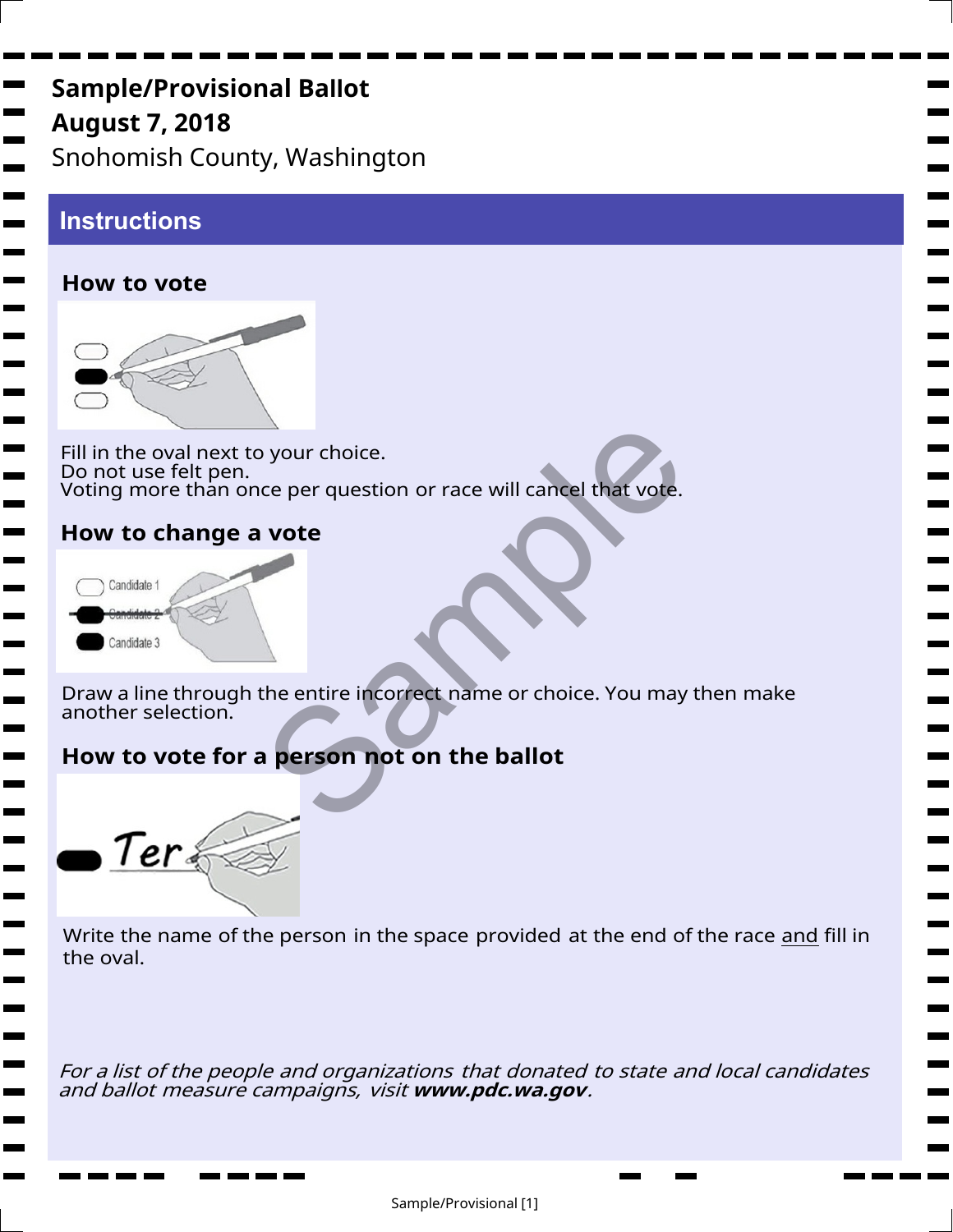**Sample/Provisional Ballot**
**August 7, 2018**
Snohomish County, Washington

## Instructions

### How to vote

Fill in the oval next to your choice.
Do not use felt pen.
Voting more than once per question or race will cancel that vote.

### How to change a vote

Draw a line through the entire incorrect name or choice. You may then make another selection.

### How to vote for a person not on the ballot

Write the name of the person in the space provided at the end of the race and fill in the oval.

*For a list of the people and organizations that donated to state and local candidates and ballot measure campaigns, visit **www.pdc.wa.gov**.*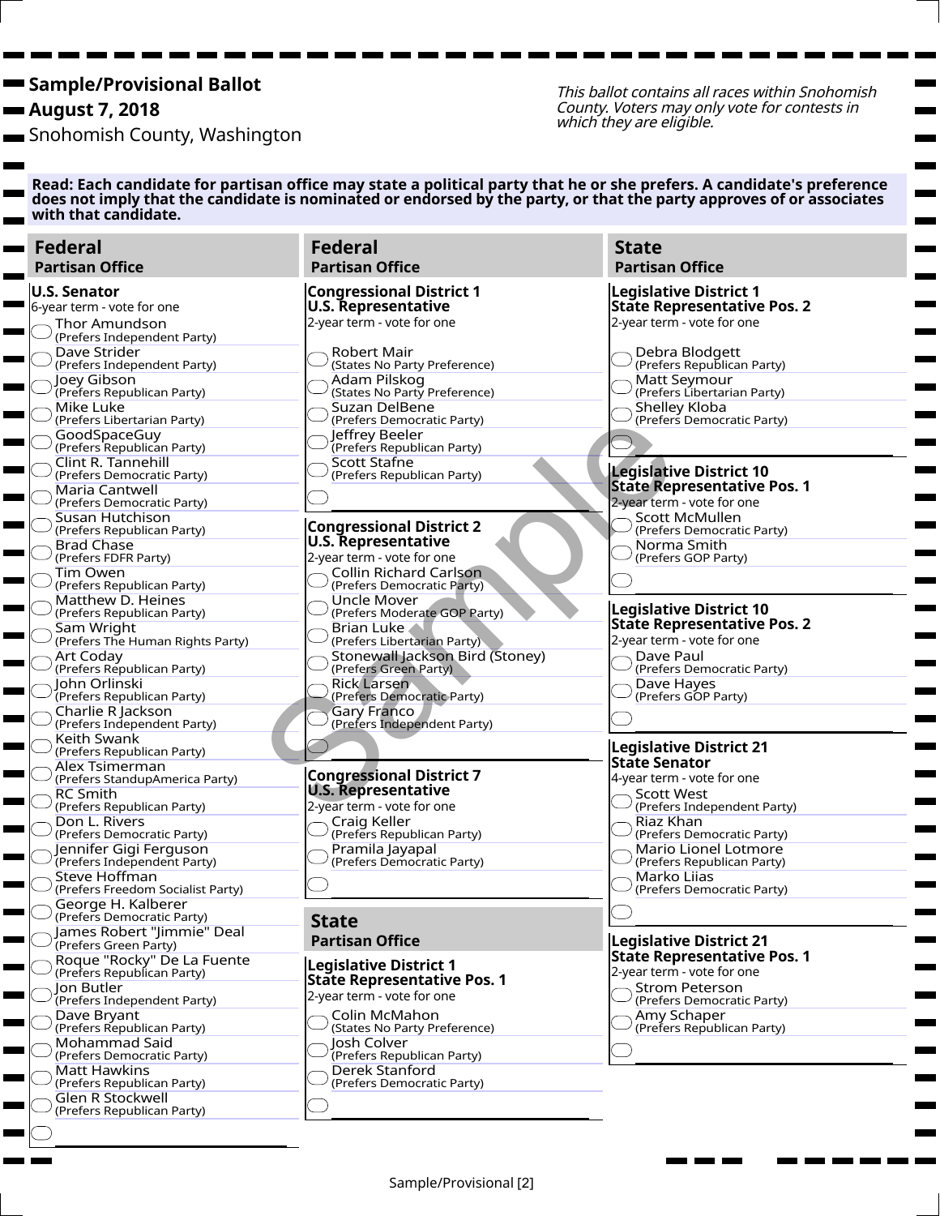**Sample/Provisional Ballot**
**August 7, 2018**
Snohomish County, Washington

*This ballot contains all races within Snohomish County. Voters may only vote for contests in which they are eligible.*

**Read: Each candidate for partisan office may state a political party that he or she prefers. A candidate's preference does not imply that the candidate is nominated or endorsed by the party, or that the party approves of or associates with that candidate.**

## Federal
### Partisan Office

**U.S. Senator**
6-year term - vote for one

- Thor Amundson (Prefers Independent Party)
- Dave Strider (Prefers Independent Party)
- Joey Gibson (Prefers Republican Party)
- Mike Luke (Prefers Libertarian Party)
- GoodSpaceGuy (Prefers Republican Party)
- Clint R. Tannehill (Prefers Democratic Party)
- Maria Cantwell (Prefers Democratic Party)
- Susan Hutchison (Prefers Republican Party)
- Brad Chase (Prefers FDFR Party)
- Tim Owen (Prefers Republican Party)
- Matthew D. Heines (Prefers Republican Party)
- Sam Wright (Prefers The Human Rights Party)
- Art Coday (Prefers Republican Party)
- John Orlinski (Prefers Republican Party)
- Charlie R Jackson (Prefers Independent Party)
- Keith Swank (Prefers Republican Party)
- Alex Tsimerman (Prefers StandupAmerica Party)
- RC Smith (Prefers Republican Party)
- Don L. Rivers (Prefers Democratic Party)
- Jennifer Gigi Ferguson (Prefers Independent Party)
- Steve Hoffman (Prefers Freedom Socialist Party)
- George H. Kalberer (Prefers Democratic Party)
- James Robert "Jimmie" Deal (Prefers Green Party)
- Roque "Rocky" De La Fuente (Prefers Republican Party)
- Jon Butler (Prefers Independent Party)
- Dave Bryant (Prefers Republican Party)
- Mohammad Said (Prefers Democratic Party)
- Matt Hawkins (Prefers Republican Party)
- Glen R Stockwell (Prefers Republican Party)
- ______________

## Federal
### Partisan Office

**Congressional District 1**
**U.S. Representative**
2-year term - vote for one

- Robert Mair (States No Party Preference)
- Adam Pilskog (States No Party Preference)
- Suzan DelBene (Prefers Democratic Party)
- Jeffrey Beeler (Prefers Republican Party)
- Scott Stafne (Prefers Republican Party)
- ______________

**Congressional District 2**
**U.S. Representative**
2-year term - vote for one

- Collin Richard Carlson (Prefers Democratic Party)
- Uncle Mover (Prefers Moderate GOP Party)
- Brian Luke (Prefers Libertarian Party)
- Stonewall Jackson Bird (Stoney) (Prefers Green Party)
- Rick Larsen (Prefers Democratic Party)
- Gary Franco (Prefers Independent Party)
- ______________

**Congressional District 7**
**U.S. Representative**
2-year term - vote for one

- Craig Keller (Prefers Republican Party)
- Pramila Jayapal (Prefers Democratic Party)
- ______________

## State
### Partisan Office

**Legislative District 1**
**State Representative Pos. 1**
2-year term - vote for one

- Colin McMahon (States No Party Preference)
- Josh Colver (Prefers Republican Party)
- Derek Stanford (Prefers Democratic Party)
- ______________

**Legislative District 1**
**State Representative Pos. 2**
2-year term - vote for one

- Debra Blodgett (Prefers Republican Party)
- Matt Seymour (Prefers Libertarian Party)
- Shelley Kloba (Prefers Democratic Party)
- ______________

**Legislative District 10**
**State Representative Pos. 1**
2-year term - vote for one

- Scott McMullen (Prefers Democratic Party)
- Norma Smith (Prefers GOP Party)
- ______________

**Legislative District 10**
**State Representative Pos. 2**
2-year term - vote for one

- Dave Paul (Prefers Democratic Party)
- Dave Hayes (Prefers GOP Party)
- ______________

**Legislative District 21**
**State Senator**
4-year term - vote for one

- Scott West (Prefers Independent Party)
- Riaz Khan (Prefers Democratic Party)
- Mario Lionel Lotmore (Prefers Republican Party)
- Marko Liias (Prefers Democratic Party)
- ______________

**Legislative District 21**
**State Representative Pos. 1**
2-year term - vote for one

- Strom Peterson (Prefers Democratic Party)
- Amy Schaper (Prefers Republican Party)
- ______________

Sample/Provisional [2]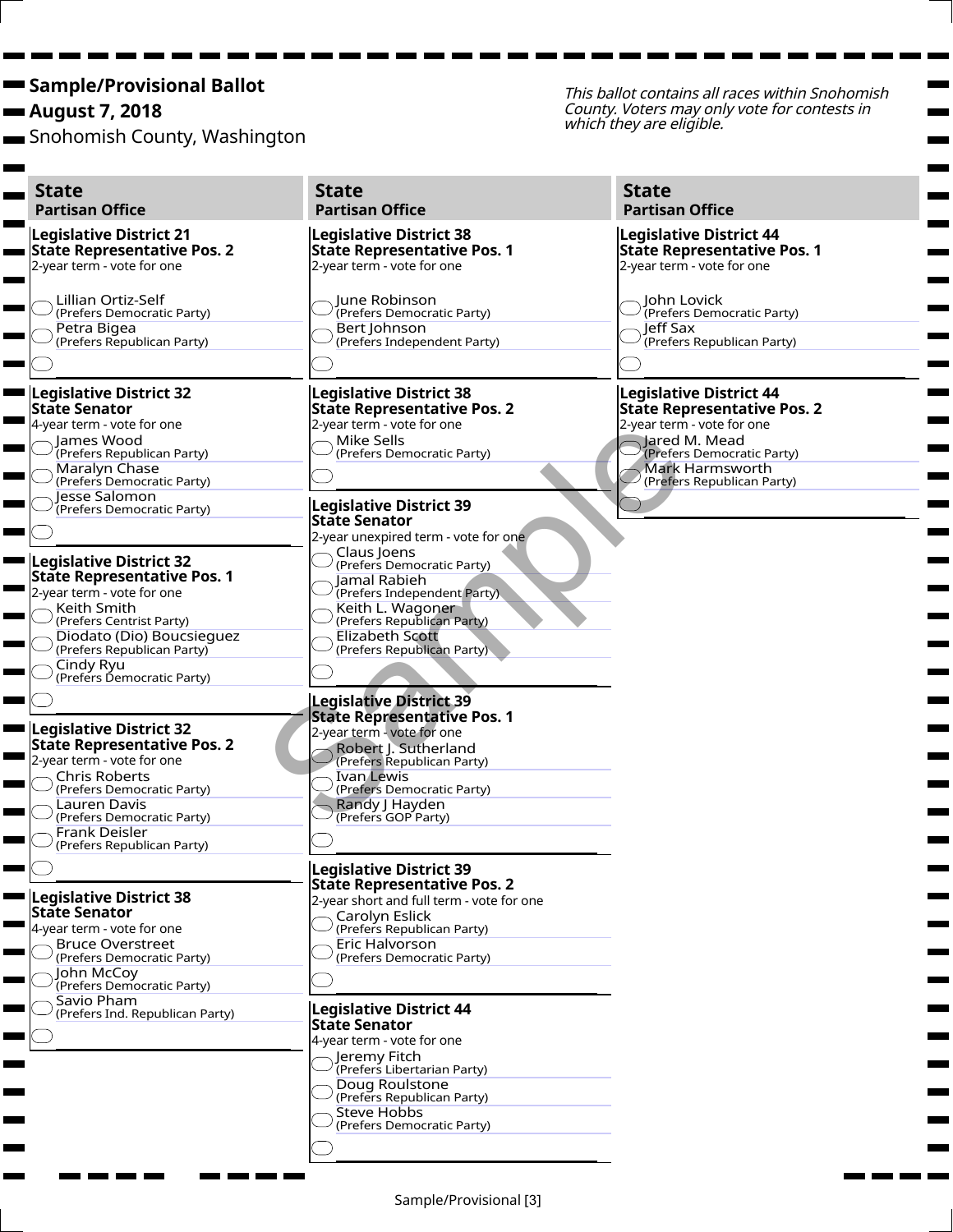**Sample/Provisional Ballot**

**August 7, 2018**

Snohomish County, Washington

*This ballot contains all races within Snohomish County. Voters may only vote for contests in which they are eligible.*

## State
### Partisan Office

**Legislative District 21**
**State Representative Pos. 2**
2-year term - vote for one

- Lillian Ortiz-Self (Prefers Democratic Party)
- Petra Bigea (Prefers Republican Party)
- ____________

**Legislative District 32**
**State Senator**
4-year term - vote for one

- James Wood (Prefers Republican Party)
- Maralyn Chase (Prefers Democratic Party)
- Jesse Salomon (Prefers Democratic Party)
- ____________

**Legislative District 32**
**State Representative Pos. 1**
2-year term - vote for one

- Keith Smith (Prefers Centrist Party)
- Diodato (Dio) Boucsieguez (Prefers Republican Party)
- Cindy Ryu (Prefers Democratic Party)
- ____________

**Legislative District 32**
**State Representative Pos. 2**
2-year term - vote for one

- Chris Roberts (Prefers Democratic Party)
- Lauren Davis (Prefers Democratic Party)
- Frank Deisler (Prefers Republican Party)
- ____________

**Legislative District 38**
**State Senator**
4-year term - vote for one

- Bruce Overstreet (Prefers Democratic Party)
- John McCoy (Prefers Democratic Party)
- Savio Pham (Prefers Ind. Republican Party)
- ____________

## State
### Partisan Office

**Legislative District 38**
**State Representative Pos. 1**
2-year term - vote for one

- June Robinson (Prefers Democratic Party)
- Bert Johnson (Prefers Independent Party)
- ____________

**Legislative District 38**
**State Representative Pos. 2**
2-year term - vote for one

- Mike Sells (Prefers Democratic Party)
- ____________

**Legislative District 39**
**State Senator**
2-year unexpired term - vote for one

- Claus Joens (Prefers Democratic Party)
- Jamal Rabieh (Prefers Independent Party)
- Keith L. Wagoner (Prefers Republican Party)
- Elizabeth Scott (Prefers Republican Party)
- ____________

**Legislative District 39**
**State Representative Pos. 1**
2-year term - vote for one

- Robert J. Sutherland (Prefers Republican Party)
- Ivan Lewis (Prefers Democratic Party)
- Randy J Hayden (Prefers GOP Party)
- ____________

**Legislative District 39**
**State Representative Pos. 2**
2-year short and full term - vote for one

- Carolyn Eslick (Prefers Republican Party)
- Eric Halvorson (Prefers Democratic Party)
- ____________

**Legislative District 44**
**State Senator**
4-year term - vote for one

- Jeremy Fitch (Prefers Libertarian Party)
- Doug Roulstone (Prefers Republican Party)
- Steve Hobbs (Prefers Democratic Party)
- ____________

## State
### Partisan Office

**Legislative District 44**
**State Representative Pos. 1**
2-year term - vote for one

- John Lovick (Prefers Democratic Party)
- Jeff Sax (Prefers Republican Party)
- ____________

**Legislative District 44**
**State Representative Pos. 2**
2-year term - vote for one

- Jared M. Mead (Prefers Democratic Party)
- Mark Harmsworth (Prefers Republican Party)
- ____________

Sample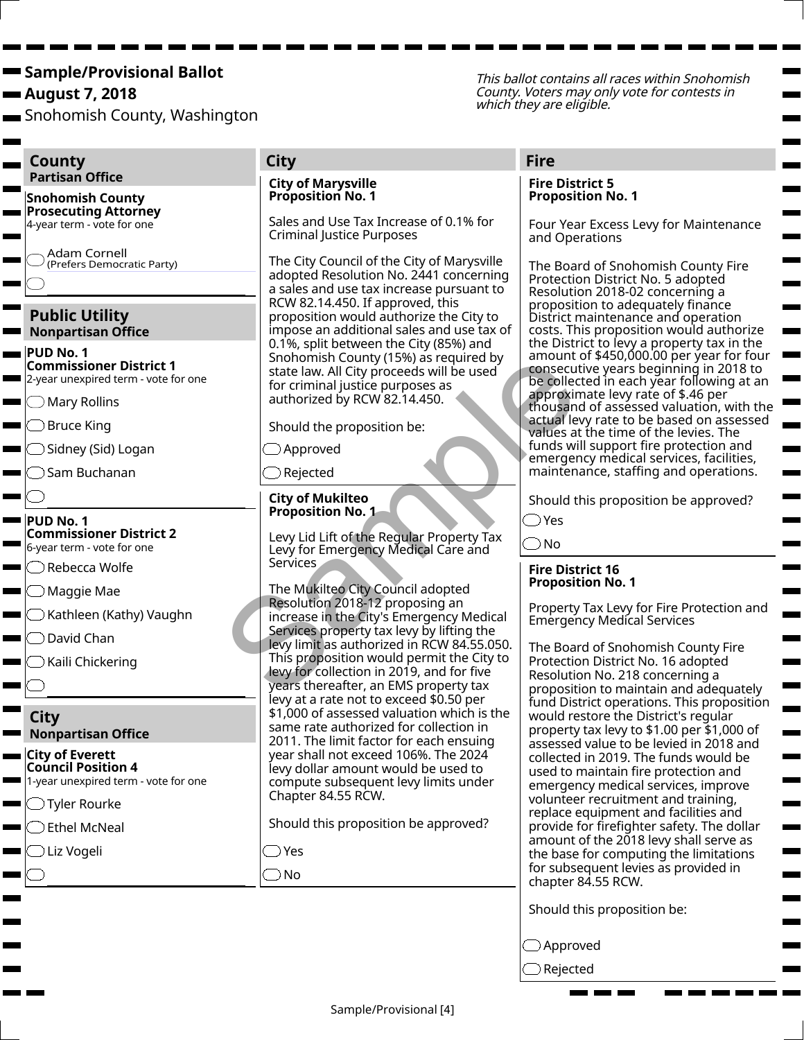**Sample/Provisional Ballot**
**August 7, 2018**
Snohomish County, Washington

*This ballot contains all races within Snohomish County. Voters may only vote for contests in which they are eligible.*

## County

**Partisan Office**

**Snohomish County Prosecuting Attorney**
4-year term - vote for one

- ⬭ Adam Cornell (Prefers Democratic Party)
- ⬭ ________

## Public Utility

**Nonpartisan Office**

**PUD No. 1 Commissioner District 1**
2-year unexpired term - vote for one

- ⬭ Mary Rollins
- ⬭ Bruce King
- ⬭ Sidney (Sid) Logan
- ⬭ Sam Buchanan
- ⬭ ________

**PUD No. 1 Commissioner District 2**
6-year term - vote for one

- ⬭ Rebecca Wolfe
- ⬭ Maggie Mae
- ⬭ Kathleen (Kathy) Vaughn
- ⬭ David Chan
- ⬭ Kaili Chickering
- ⬭ ________

## City

**Nonpartisan Office**

**City of Everett Council Position 4**
1-year unexpired term - vote for one

- ⬭ Tyler Rourke
- ⬭ Ethel McNeal
- ⬭ Liz Vogeli
- ⬭ ________

## City

**City of Marysville Proposition No. 1**

Sales and Use Tax Increase of 0.1% for Criminal Justice Purposes

The City Council of the City of Marysville adopted Resolution No. 2441 concerning a sales and use tax increase pursuant to RCW 82.14.450. If approved, this proposition would authorize the City to impose an additional sales and use tax of 0.1%, split between the City (85%) and Snohomish County (15%) as required by state law. All City proceeds will be used for criminal justice purposes as authorized by RCW 82.14.450.

Should the proposition be:

- ⬭ Approved
- ⬭ Rejected

**City of Mukilteo Proposition No. 1**

Levy Lid Lift of the Regular Property Tax Levy for Emergency Medical Care and Services

The Mukilteo City Council adopted Resolution 2018-12 proposing an increase in the City's Emergency Medical Services property tax levy by lifting the levy limit as authorized in RCW 84.55.050. This proposition would permit the City to levy for collection in 2019, and for five years thereafter, an EMS property tax levy at a rate not to exceed $0.50 per $1,000 of assessed valuation which is the same rate authorized for collection in 2011. The limit factor for each ensuing year shall not exceed 106%. The 2024 levy dollar amount would be used to compute subsequent levy limits under Chapter 84.55 RCW.

Should this proposition be approved?

- ⬭ Yes
- ⬭ No

## Fire

**Fire District 5 Proposition No. 1**

Four Year Excess Levy for Maintenance and Operations

The Board of Snohomish County Fire Protection District No. 5 adopted Resolution 2018-02 concerning a proposition to adequately finance District maintenance and operation costs. This proposition would authorize the District to levy a property tax in the amount of $450,000.00 per year for four consecutive years beginning in 2018 to be collected in each year following at an approximate levy rate of $.46 per thousand of assessed valuation, with the actual levy rate to be based on assessed values at the time of the levies. The funds will support fire protection and emergency medical services, facilities, maintenance, staffing and operations.

Should this proposition be approved?

- ⬭ Yes
- ⬭ No

**Fire District 16 Proposition No. 1**

Property Tax Levy for Fire Protection and Emergency Medical Services

The Board of Snohomish County Fire Protection District No. 16 adopted Resolution No. 218 concerning a proposition to maintain and adequately fund District operations. This proposition would restore the District's regular property tax levy to $1.00 per $1,000 of assessed value to be levied in 2018 and collected in 2019. The funds would be used to maintain fire protection and emergency medical services, improve volunteer recruitment and training, replace equipment and facilities and provide for firefighter safety. The dollar amount of the 2018 levy shall serve as the base for computing the limitations for subsequent levies as provided in chapter 84.55 RCW.

Should this proposition be:

- ⬭ Approved
- ⬭ Rejected

Sample/Provisional [4]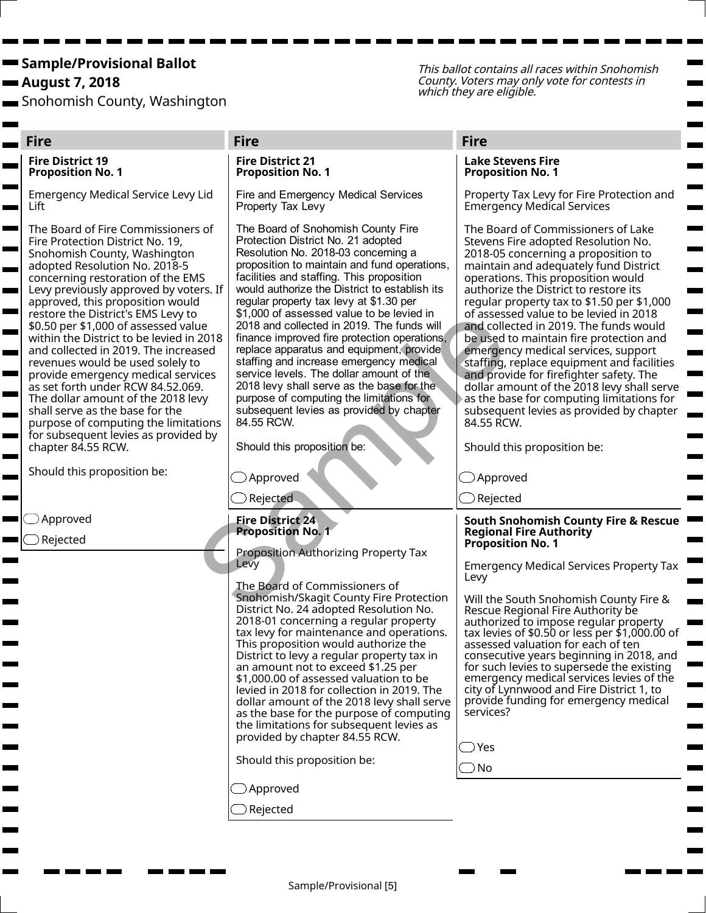**Sample/Provisional Ballot**
**August 7, 2018**
Snohomish County, Washington

*This ballot contains all races within Snohomish County. Voters may only vote for contests in which they are eligible.*

## Fire

### Fire District 19 Proposition No. 1

Emergency Medical Service Levy Lid Lift

The Board of Fire Commissioners of Fire Protection District No. 19, Snohomish County, Washington adopted Resolution No. 2018-5 concerning restoration of the EMS Levy previously approved by voters. If approved, this proposition would restore the District's EMS Levy to $0.50 per $1,000 of assessed value within the District to be levied in 2018 and collected in 2019. The increased revenues would be used solely to provide emergency medical services as set forth under RCW 84.52.069. The dollar amount of the 2018 levy shall serve as the base for the purpose of computing the limitations for subsequent levies as provided by chapter 84.55 RCW.

Should this proposition be:

- ◯ Approved
- ◯ Rejected

## Fire

### Fire District 21 Proposition No. 1

Fire and Emergency Medical Services Property Tax Levy

The Board of Snohomish County Fire Protection District No. 21 adopted Resolution No. 2018-03 concerning a proposition to maintain and fund operations, facilities and staffing. This proposition would authorize the District to establish its regular property tax levy at $1.30 per $1,000 of assessed value to be levied in 2018 and collected in 2019. The funds will finance improved fire protection operations, replace apparatus and equipment, provide staffing and increase emergency medical service levels. The dollar amount of the 2018 levy shall serve as the base for the purpose of computing the limitations for subsequent levies as provided by chapter 84.55 RCW.

Should this proposition be:

- ◯ Approved
- ◯ Rejected

### Fire District 24 Proposition No. 1

Proposition Authorizing Property Tax Levy

The Board of Commissioners of Snohomish/Skagit County Fire Protection District No. 24 adopted Resolution No. 2018-01 concerning a regular property tax levy for maintenance and operations. This proposition would authorize the District to levy a regular property tax in an amount not to exceed $1.25 per $1,000.00 of assessed valuation to be levied in 2018 for collection in 2019. The dollar amount of the 2018 levy shall serve as the base for the purpose of computing the limitations for subsequent levies as provided by chapter 84.55 RCW.

Should this proposition be:

- ◯ Approved
- ◯ Rejected

## Fire

### Lake Stevens Fire Proposition No. 1

Property Tax Levy for Fire Protection and Emergency Medical Services

The Board of Commissioners of Lake Stevens Fire adopted Resolution No. 2018-05 concerning a proposition to maintain and adequately fund District operations. This proposition would authorize the District to restore its regular property tax to $1.50 per $1,000 of assessed value to be levied in 2018 and collected in 2019. The funds would be used to maintain fire protection and emergency medical services, support staffing, replace equipment and facilities and provide for firefighter safety. The dollar amount of the 2018 levy shall serve as the base for computing limitations for subsequent levies as provided by chapter 84.55 RCW.

Should this proposition be:

- ◯ Approved
- ◯ Rejected

### South Snohomish County Fire & Rescue Regional Fire Authority Proposition No. 1

Emergency Medical Services Property Tax Levy

Will the South Snohomish County Fire & Rescue Regional Fire Authority be authorized to impose regular property tax levies of $0.50 or less per $1,000.00 of assessed valuation for each of ten consecutive years beginning in 2018, and for such levies to supersede the existing emergency medical services levies of the city of Lynnwood and Fire District 1, to provide funding for emergency medical services?

- ◯ Yes
- ◯ No

Sample/Provisional [5]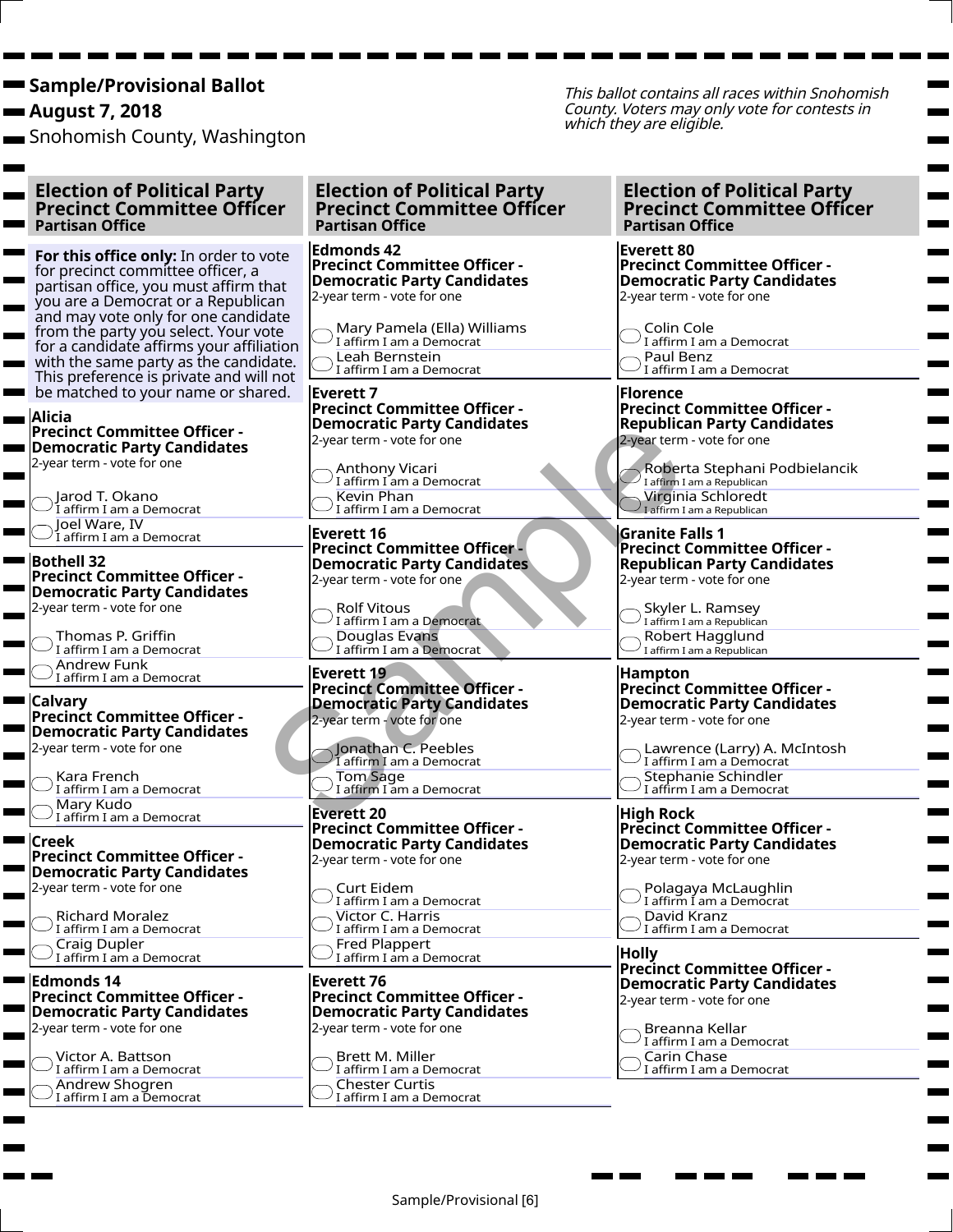**Sample/Provisional Ballot**
**August 7, 2018**
Snohomish County, Washington

*This ballot contains all races within Snohomish County. Voters may only vote for contests in which they are eligible.*

## Election of Political Party Precinct Committee Officer
**Partisan Office**

**For this office only:** In order to vote for precinct committee officer, a partisan office, you must affirm that you are a Democrat or a Republican and may vote only for one candidate from the party you select. Your vote for a candidate affirms your affiliation with the same party as the candidate. This preference is private and will not be matched to your name or shared.

### Alicia
**Precinct Committee Officer - Democratic Party Candidates**
2-year term - vote for one

- Jarod T. Okano — I affirm I am a Democrat
- Joel Ware, IV — I affirm I am a Democrat

### Bothell 32
**Precinct Committee Officer - Democratic Party Candidates**
2-year term - vote for one

- Thomas P. Griffin — I affirm I am a Democrat
- Andrew Funk — I affirm I am a Democrat

### Calvary
**Precinct Committee Officer - Democratic Party Candidates**
2-year term - vote for one

- Kara French — I affirm I am a Democrat
- Mary Kudo — I affirm I am a Democrat

### Creek
**Precinct Committee Officer - Democratic Party Candidates**
2-year term - vote for one

- Richard Moralez — I affirm I am a Democrat
- Craig Dupler — I affirm I am a Democrat

### Edmonds 14
**Precinct Committee Officer - Democratic Party Candidates**
2-year term - vote for one

- Victor A. Battson — I affirm I am a Democrat
- Andrew Shogren — I affirm I am a Democrat

## Election of Political Party Precinct Committee Officer
**Partisan Office**

### Edmonds 42
**Precinct Committee Officer - Democratic Party Candidates**
2-year term - vote for one

- Mary Pamela (Ella) Williams — I affirm I am a Democrat
- Leah Bernstein — I affirm I am a Democrat

### Everett 7
**Precinct Committee Officer - Democratic Party Candidates**
2-year term - vote for one

- Anthony Vicari — I affirm I am a Democrat
- Kevin Phan — I affirm I am a Democrat

### Everett 16
**Precinct Committee Officer - Democratic Party Candidates**
2-year term - vote for one

- Rolf Vitous — I affirm I am a Democrat
- Douglas Evans — I affirm I am a Democrat

### Everett 19
**Precinct Committee Officer - Democratic Party Candidates**
2-year term - vote for one

- Jonathan C. Peebles — I affirm I am a Democrat
- Tom Sage — I affirm I am a Democrat

### Everett 20
**Precinct Committee Officer - Democratic Party Candidates**
2-year term - vote for one

- Curt Eidem — I affirm I am a Democrat
- Victor C. Harris — I affirm I am a Democrat
- Fred Plappert — I affirm I am a Democrat

### Everett 76
**Precinct Committee Officer - Democratic Party Candidates**
2-year term - vote for one

- Brett M. Miller — I affirm I am a Democrat
- Chester Curtis — I affirm I am a Democrat

## Election of Political Party Precinct Committee Officer
**Partisan Office**

### Everett 80
**Precinct Committee Officer - Democratic Party Candidates**
2-year term - vote for one

- Colin Cole — I affirm I am a Democrat
- Paul Benz — I affirm I am a Democrat

### Florence
**Precinct Committee Officer - Republican Party Candidates**
2-year term - vote for one

- Roberta Stephani Podbielancik — I affirm I am a Republican
- Virginia Schloredt — I affirm I am a Republican

### Granite Falls 1
**Precinct Committee Officer - Republican Party Candidates**
2-year term - vote for one

- Skyler L. Ramsey — I affirm I am a Republican
- Robert Hagglund — I affirm I am a Republican

### Hampton
**Precinct Committee Officer - Democratic Party Candidates**
2-year term - vote for one

- Lawrence (Larry) A. McIntosh — I affirm I am a Democrat
- Stephanie Schindler — I affirm I am a Democrat

### High Rock
**Precinct Committee Officer - Democratic Party Candidates**
2-year term - vote for one

- Polagaya McLaughlin — I affirm I am a Democrat
- David Kranz — I affirm I am a Democrat

### Holly
**Precinct Committee Officer - Democratic Party Candidates**
2-year term - vote for one

- Breanna Kellar — I affirm I am a Democrat
- Carin Chase — I affirm I am a Democrat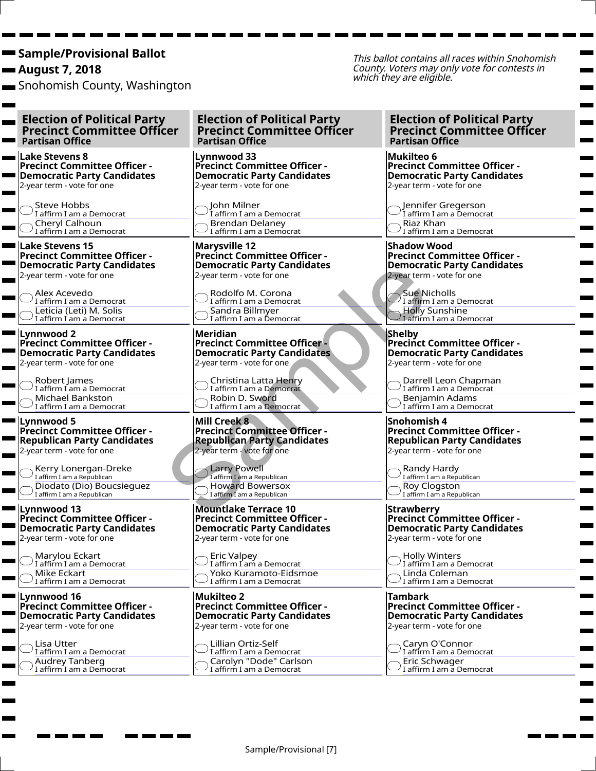**Sample/Provisional Ballot**
**August 7, 2018**
Snohomish County, Washington

*This ballot contains all races within Snohomish County. Voters may only vote for contests in which they are eligible.*

## Election of Political Party Precinct Committee Officer
**Partisan Office**

**Lake Stevens 8**
**Precinct Committee Officer - Democratic Party Candidates**
2-year term - vote for one

- Steve Hobbs — I affirm I am a Democrat
- Cheryl Calhoun — I affirm I am a Democrat

**Lake Stevens 15**
**Precinct Committee Officer - Democratic Party Candidates**
2-year term - vote for one

- Alex Acevedo — I affirm I am a Democrat
- Leticia (Leti) M. Solis — I affirm I am a Democrat

**Lynnwood 2**
**Precinct Committee Officer - Democratic Party Candidates**
2-year term - vote for one

- Robert James — I affirm I am a Democrat
- Michael Bankston — I affirm I am a Democrat

**Lynnwood 5**
**Precinct Committee Officer - Republican Party Candidates**
2-year term - vote for one

- Kerry Lonergan-Dreke — I affirm I am a Republican
- Diodato (Dio) Boucsieguez — I affirm I am a Republican

**Lynnwood 13**
**Precinct Committee Officer - Democratic Party Candidates**
2-year term - vote for one

- Marylou Eckart — I affirm I am a Democrat
- Mike Eckart — I affirm I am a Democrat

**Lynnwood 16**
**Precinct Committee Officer - Democratic Party Candidates**
2-year term - vote for one

- Lisa Utter — I affirm I am a Democrat
- Audrey Tanberg — I affirm I am a Democrat

## Election of Political Party Precinct Committee Officer
**Partisan Office**

**Lynnwood 33**
**Precinct Committee Officer - Democratic Party Candidates**
2-year term - vote for one

- John Milner — I affirm I am a Democrat
- Brendan Delaney — I affirm I am a Democrat

**Marysville 12**
**Precinct Committee Officer - Democratic Party Candidates**
2-year term - vote for one

- Rodolfo M. Corona — I affirm I am a Democrat
- Sandra Billmyer — I affirm I am a Democrat

**Meridian**
**Precinct Committee Officer - Democratic Party Candidates**
2-year term - vote for one

- Christina Latta Henry — I affirm I am a Democrat
- Robin D. Sword — I affirm I am a Democrat

**Mill Creek 8**
**Precinct Committee Officer - Republican Party Candidates**
2-year term - vote for one

- Larry Powell — I affirm I am a Republican
- Howard Bowersox — I affirm I am a Republican

**Mountlake Terrace 10**
**Precinct Committee Officer - Democratic Party Candidates**
2-year term - vote for one

- Eric Valpey — I affirm I am a Democrat
- Yoko Kuramoto-Eidsmoe — I affirm I am a Democrat

**Mukilteo 2**
**Precinct Committee Officer - Democratic Party Candidates**
2-year term - vote for one

- Lillian Ortiz-Self — I affirm I am a Democrat
- Carolyn "Dode" Carlson — I affirm I am a Democrat

## Election of Political Party Precinct Committee Officer
**Partisan Office**

**Mukilteo 6**
**Precinct Committee Officer - Democratic Party Candidates**
2-year term - vote for one

- Jennifer Gregerson — I affirm I am a Democrat
- Riaz Khan — I affirm I am a Democrat

**Shadow Wood**
**Precinct Committee Officer - Democratic Party Candidates**
2-year term - vote for one

- Sue Nicholls — I affirm I am a Democrat
- Holly Sunshine — I affirm I am a Democrat

**Shelby**
**Precinct Committee Officer - Democratic Party Candidates**
2-year term - vote for one

- Darrell Leon Chapman — I affirm I am a Democrat
- Benjamin Adams — I affirm I am a Democrat

**Snohomish 4**
**Precinct Committee Officer - Republican Party Candidates**
2-year term - vote for one

- Randy Hardy — I affirm I am a Republican
- Roy Clogston — I affirm I am a Republican

**Strawberry**
**Precinct Committee Officer - Democratic Party Candidates**
2-year term - vote for one

- Holly Winters — I affirm I am a Democrat
- Linda Coleman — I affirm I am a Democrat

**Tambark**
**Precinct Committee Officer - Democratic Party Candidates**
2-year term - vote for one

- Caryn O'Connor — I affirm I am a Democrat
- Eric Schwager — I affirm I am a Democrat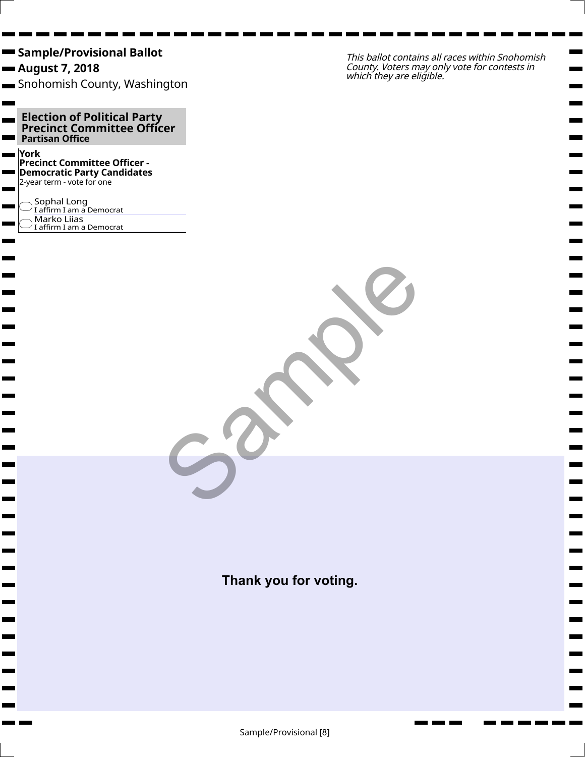**Sample/Provisional Ballot**
**August 7, 2018**
Snohomish County, Washington

*This ballot contains all races within Snohomish County. Voters may only vote for contests in which they are eligible.*

## Election of Political Party Precinct Committee Officer
**Partisan Office**

**York**
**Precinct Committee Officer - Democratic Party Candidates**
2-year term - vote for one

- ⬭ Sophal Long
  I affirm I am a Democrat
- ⬭ Marko Liias
  I affirm I am a Democrat

Sample

**Thank you for voting.**